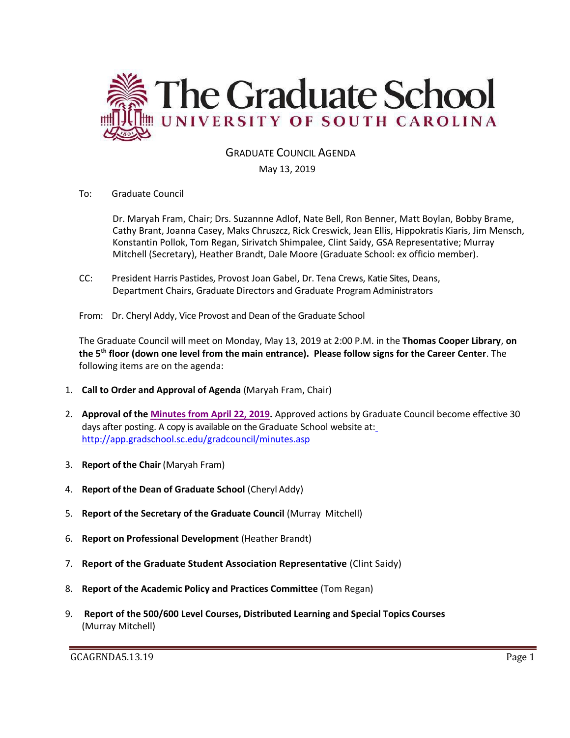# The Graduate School
## UNIVERSITY OF SOUTH CAROLINA

GRADUATE COUNCIL AGENDA

May 13, 2019

To: Graduate Council

Dr. Maryah Fram, Chair; Drs. Suzannne Adlof, Nate Bell, Ron Benner, Matt Boylan, Bobby Brame, Cathy Brant, Joanna Casey, Maks Chruszcz, Rick Creswick, Jean Ellis, Hippokratis Kiaris, Jim Mensch, Konstantin Pollok, Tom Regan, Sirivatch Shimpalee, Clint Saidy, GSA Representative; Murray Mitchell (Secretary), Heather Brandt, Dale Moore (Graduate School: ex officio member).

CC: President Harris Pastides, Provost Joan Gabel, Dr. Tena Crews, Katie Sites, Deans, Department Chairs, Graduate Directors and Graduate Program Administrators

From: Dr. Cheryl Addy, Vice Provost and Dean of the Graduate School

The Graduate Council will meet on Monday, May 13, 2019 at 2:00 P.M. in the **Thomas Cooper Library**, **on the 5th floor (down one level from the main entrance). Please follow signs for the Career Center**. The following items are on the agenda:

1. **Call to Order and Approval of Agenda** (Maryah Fram, Chair)
2. **Approval of the Minutes from April 22, 2019.** Approved actions by Graduate Council become effective 30 days after posting. A copy is available on the Graduate School website at: http://app.gradschool.sc.edu/gradcouncil/minutes.asp
3. **Report of the Chair** (Maryah Fram)
4. **Report of the Dean of Graduate School** (Cheryl Addy)
5. **Report of the Secretary of the Graduate Council** (Murray Mitchell)
6. **Report on Professional Development** (Heather Brandt)
7. **Report of the Graduate Student Association Representative** (Clint Saidy)
8. **Report of the Academic Policy and Practices Committee** (Tom Regan)
9. **Report of the 500/600 Level Courses, Distributed Learning and Special Topics Courses** (Murray Mitchell)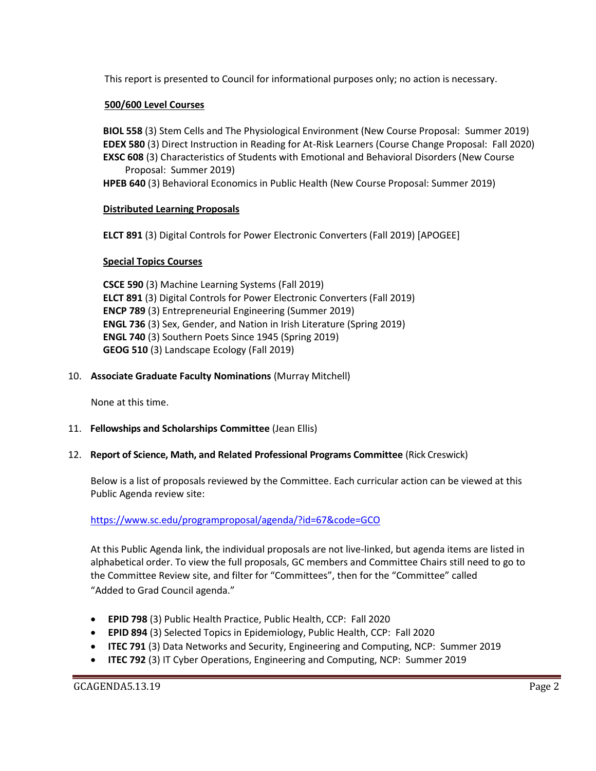This report is presented to Council for informational purposes only; no action is necessary.

**500/600 Level Courses**

**BIOL 558** (3) Stem Cells and The Physiological Environment (New Course Proposal: Summer 2019)
**EDEX 580** (3) Direct Instruction in Reading for At-Risk Learners (Course Change Proposal: Fall 2020)
**EXSC 608** (3) Characteristics of Students with Emotional and Behavioral Disorders (New Course Proposal: Summer 2019)
**HPEB 640** (3) Behavioral Economics in Public Health (New Course Proposal: Summer 2019)

**Distributed Learning Proposals**

**ELCT 891** (3) Digital Controls for Power Electronic Converters (Fall 2019) [APOGEE]

**Special Topics Courses**

**CSCE 590** (3) Machine Learning Systems (Fall 2019)
**ELCT 891** (3) Digital Controls for Power Electronic Converters (Fall 2019)
**ENCP 789** (3) Entrepreneurial Engineering (Summer 2019)
**ENGL 736** (3) Sex, Gender, and Nation in Irish Literature (Spring 2019)
**ENGL 740** (3) Southern Poets Since 1945 (Spring 2019)
**GEOG 510** (3) Landscape Ecology (Fall 2019)

10. **Associate Graduate Faculty Nominations** (Murray Mitchell)

None at this time.

11. **Fellowships and Scholarships Committee** (Jean Ellis)

12. **Report of Science, Math, and Related Professional Programs Committee** (Rick Creswick)

Below is a list of proposals reviewed by the Committee. Each curricular action can be viewed at this Public Agenda review site:

https://www.sc.edu/programproposal/agenda/?id=67&code=GCO

At this Public Agenda link, the individual proposals are not live-linked, but agenda items are listed in alphabetical order. To view the full proposals, GC members and Committee Chairs still need to go to the Committee Review site, and filter for "Committees", then for the "Committee" called "Added to Grad Council agenda."

- **EPID 798** (3) Public Health Practice, Public Health, CCP: Fall 2020
- **EPID 894** (3) Selected Topics in Epidemiology, Public Health, CCP: Fall 2020
- **ITEC 791** (3) Data Networks and Security, Engineering and Computing, NCP: Summer 2019
- **ITEC 792** (3) IT Cyber Operations, Engineering and Computing, NCP: Summer 2019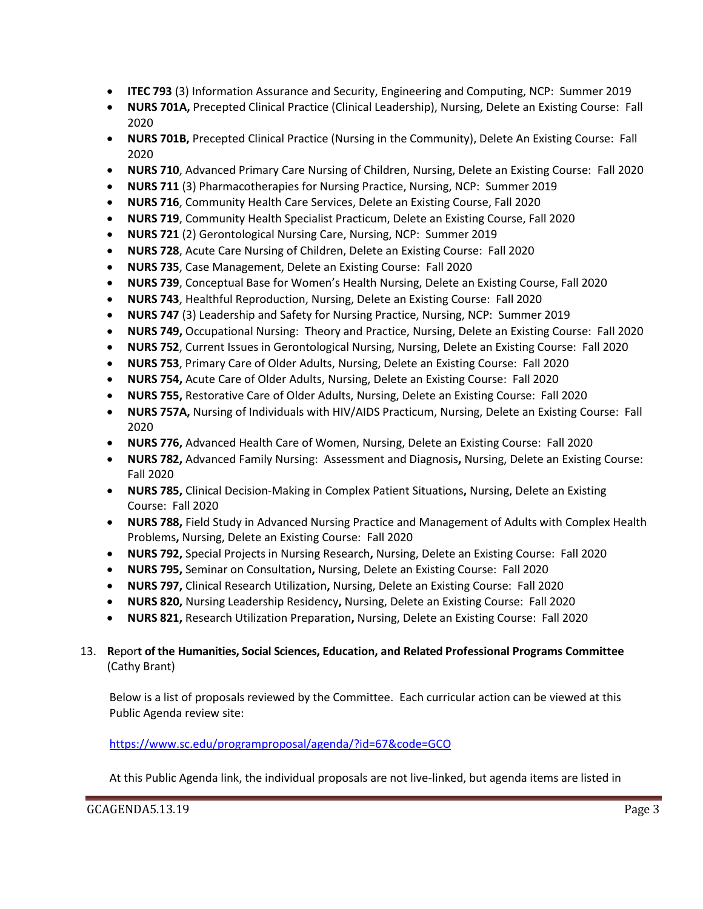- **ITEC 793** (3) Information Assurance and Security, Engineering and Computing, NCP: Summer 2019
- **NURS 701A,** Precepted Clinical Practice (Clinical Leadership), Nursing, Delete an Existing Course: Fall 2020
- **NURS 701B,** Precepted Clinical Practice (Nursing in the Community), Delete An Existing Course: Fall 2020
- **NURS 710**, Advanced Primary Care Nursing of Children, Nursing, Delete an Existing Course: Fall 2020
- **NURS 711** (3) Pharmacotherapies for Nursing Practice, Nursing, NCP: Summer 2019
- **NURS 716**, Community Health Care Services, Delete an Existing Course, Fall 2020
- **NURS 719**, Community Health Specialist Practicum, Delete an Existing Course, Fall 2020
- **NURS 721** (2) Gerontological Nursing Care, Nursing, NCP: Summer 2019
- **NURS 728**, Acute Care Nursing of Children, Delete an Existing Course: Fall 2020
- **NURS 735**, Case Management, Delete an Existing Course: Fall 2020
- **NURS 739**, Conceptual Base for Women's Health Nursing, Delete an Existing Course, Fall 2020
- **NURS 743**, Healthful Reproduction, Nursing, Delete an Existing Course: Fall 2020
- **NURS 747** (3) Leadership and Safety for Nursing Practice, Nursing, NCP: Summer 2019
- **NURS 749,** Occupational Nursing: Theory and Practice, Nursing, Delete an Existing Course: Fall 2020
- **NURS 752**, Current Issues in Gerontological Nursing, Nursing, Delete an Existing Course: Fall 2020
- **NURS 753**, Primary Care of Older Adults, Nursing, Delete an Existing Course: Fall 2020
- **NURS 754,** Acute Care of Older Adults, Nursing, Delete an Existing Course: Fall 2020
- **NURS 755,** Restorative Care of Older Adults, Nursing, Delete an Existing Course: Fall 2020
- **NURS 757A,** Nursing of Individuals with HIV/AIDS Practicum, Nursing, Delete an Existing Course: Fall 2020
- **NURS 776,** Advanced Health Care of Women, Nursing, Delete an Existing Course: Fall 2020
- **NURS 782,** Advanced Family Nursing: Assessment and Diagnosis**,** Nursing, Delete an Existing Course: Fall 2020
- **NURS 785,** Clinical Decision-Making in Complex Patient Situations**,** Nursing, Delete an Existing Course: Fall 2020
- **NURS 788,** Field Study in Advanced Nursing Practice and Management of Adults with Complex Health Problems**,** Nursing, Delete an Existing Course: Fall 2020
- **NURS 792,** Special Projects in Nursing Research**,** Nursing, Delete an Existing Course: Fall 2020
- **NURS 795,** Seminar on Consultation**,** Nursing, Delete an Existing Course: Fall 2020
- **NURS 797,** Clinical Research Utilization**,** Nursing, Delete an Existing Course: Fall 2020
- **NURS 820,** Nursing Leadership Residency**,** Nursing, Delete an Existing Course: Fall 2020
- **NURS 821,** Research Utilization Preparation**,** Nursing, Delete an Existing Course: Fall 2020

13. **R**epor**t of the Humanities, Social Sciences, Education, and Related Professional Programs Committee** (Cathy Brant)

    Below is a list of proposals reviewed by the Committee. Each curricular action can be viewed at this Public Agenda review site:

    https://www.sc.edu/programproposal/agenda/?id=67&code=GCO

    At this Public Agenda link, the individual proposals are not live-linked, but agenda items are listed in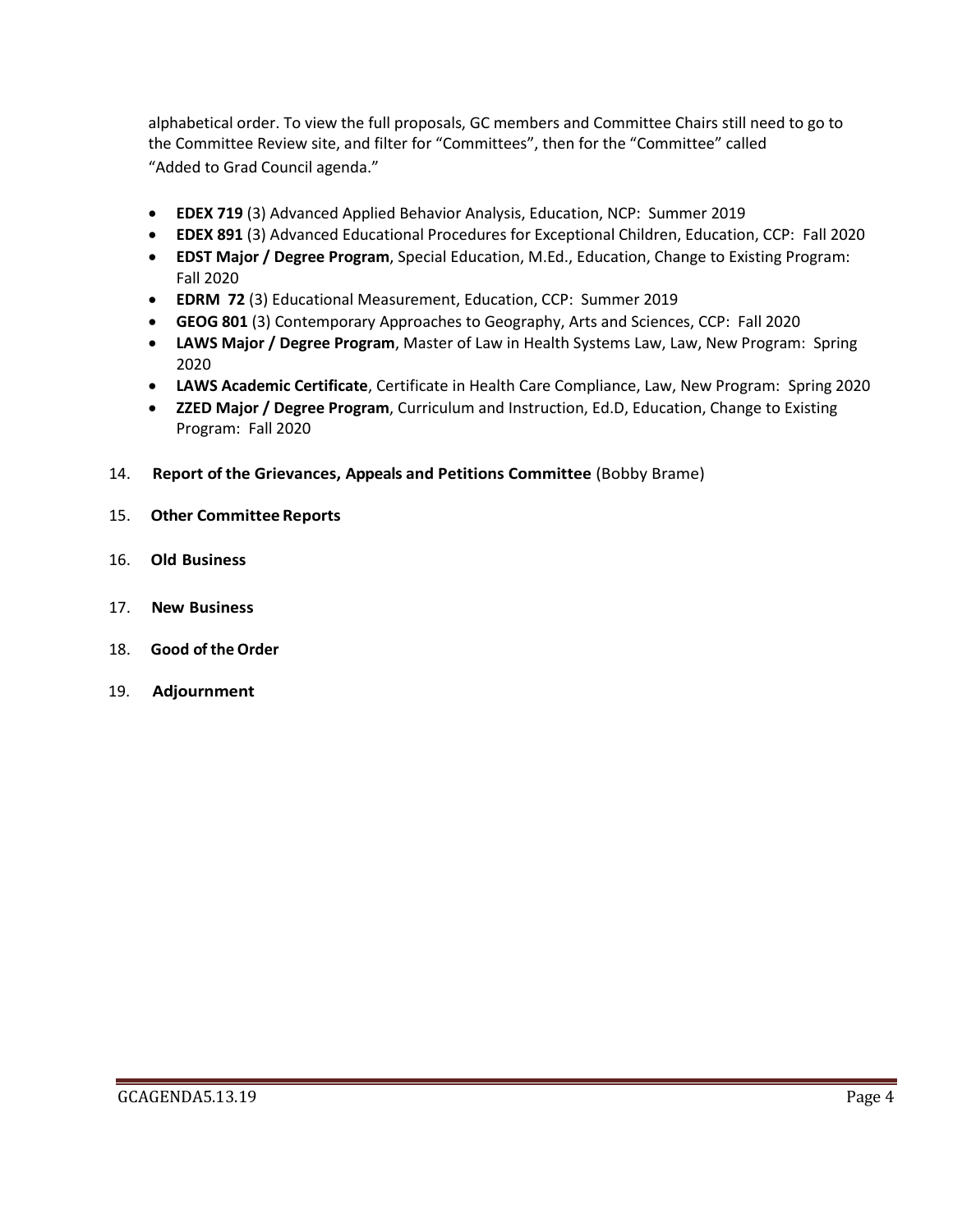alphabetical order. To view the full proposals, GC members and Committee Chairs still need to go to the Committee Review site, and filter for "Committees", then for the "Committee" called "Added to Grad Council agenda."

- **EDEX 719** (3) Advanced Applied Behavior Analysis, Education, NCP: Summer 2019
- **EDEX 891** (3) Advanced Educational Procedures for Exceptional Children, Education, CCP: Fall 2020
- **EDST Major / Degree Program**, Special Education, M.Ed., Education, Change to Existing Program: Fall 2020
- **EDRM 72** (3) Educational Measurement, Education, CCP: Summer 2019
- **GEOG 801** (3) Contemporary Approaches to Geography, Arts and Sciences, CCP: Fall 2020
- **LAWS Major / Degree Program**, Master of Law in Health Systems Law, Law, New Program: Spring 2020
- **LAWS Academic Certificate**, Certificate in Health Care Compliance, Law, New Program: Spring 2020
- **ZZED Major / Degree Program**, Curriculum and Instruction, Ed.D, Education, Change to Existing Program: Fall 2020

14. **Report of the Grievances, Appeals and Petitions Committee** (Bobby Brame)

15. **Other Committee Reports**

16. **Old Business**

17. **New Business**

18. **Good of the Order**

19. **Adjournment**